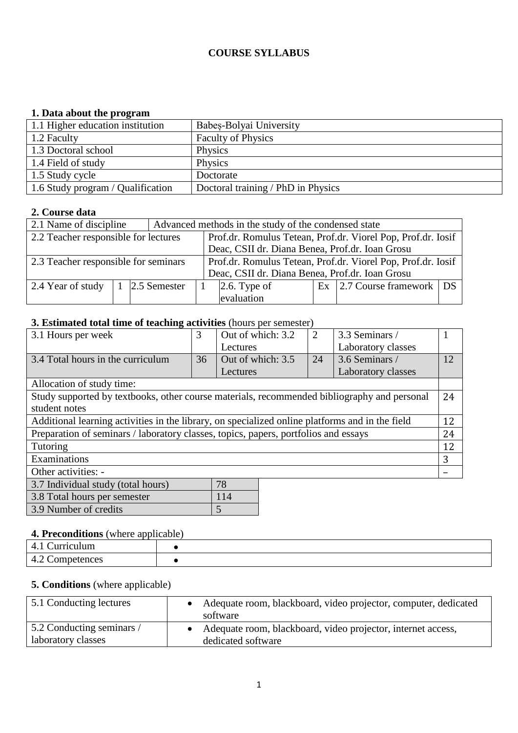**COURSE SYLLABUS**

### 1. Data about the program

| | |
|---|---|
| 1.1 Higher education institution | Babeș-Bolyai University |
| 1.2 Faculty | Faculty of Physics |
| 1.3 Doctoral school | Physics |
| 1.4 Field of study | Physics |
| 1.5 Study cycle | Doctorate |
| 1.6 Study program / Qualification | Doctoral training / PhD in Physics |

### 2. Course data

| | | | | | | | | |
|---|---|---|---|---|---|---|---|---|
| 2.1 Name of discipline | Advanced methods in the study of the condensed state | | | | | | | |
| 2.2 Teacher responsible for lectures | Prof.dr. Romulus Tetean, Prof.dr. Viorel Pop, Prof.dr. Iosif Deac, CSII dr. Diana Benea, Prof.dr. Ioan Grosu | | | | | | | |
| 2.3 Teacher responsible for seminars | Prof.dr. Romulus Tetean, Prof.dr. Viorel Pop, Prof.dr. Iosif Deac, CSII dr. Diana Benea, Prof.dr. Ioan Grosu | | | | | | | |
| 2.4 Year of study | 1 | 2.5 Semester | 1 | 2.6. Type of evaluation | Ex | 2.7 Course framework | DS | |

### 3. Estimated total time of teaching activities (hours per semester)

| | | | | | |
|---|---|---|---|---|---|
| 3.1 Hours per week | 3 | Out of which: 3.2 Lectures | 2 | 3.3 Seminars / Laboratory classes | 1 |
| 3.4 Total hours in the curriculum | 36 | Out of which: 3.5 Lectures | 24 | 3.6 Seminars / Laboratory classes | 12 |
| Allocation of study time: | | | | | |
| Study supported by textbooks, other course materials, recommended bibliography and personal student notes | | | | | 24 |
| Additional learning activities in the library, on specialized online platforms and in the field | | | | | 12 |
| Preparation of seminars / laboratory classes, topics, papers, portfolios and essays | | | | | 24 |
| Tutoring | | | | | 12 |
| Examinations | | | | | 3 |
| Other activities: - | | | | | – |

| | |
|---|---|
| 3.7 Individual study (total hours) | 78 |
| 3.8 Total hours per semester | 114 |
| 3.9 Number of credits | 5 |

### 4. Preconditions (where applicable)

| | |
|---|---|
| 4.1 Curriculum | • |
| 4.2 Competences | • |

### 5. Conditions (where applicable)

| | |
|---|---|
| 5.1 Conducting lectures | • Adequate room, blackboard, video projector, computer, dedicated software |
| 5.2 Conducting seminars / laboratory classes | • Adequate room, blackboard, video projector, internet access, dedicated software |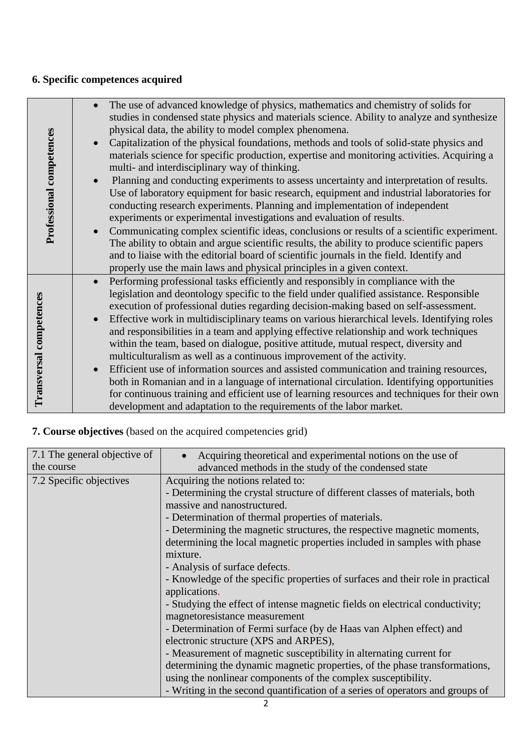## 6. Specific competences acquired

| | |
|---|---|
| **Professional competences** | • The use of advanced knowledge of physics, mathematics and chemistry of solids for studies in condensed state physics and materials science. Ability to analyze and synthesize physical data, the ability to model complex phenomena.<br>• Capitalization of the physical foundations, methods and tools of solid-state physics and materials science for specific production, expertise and monitoring activities. Acquiring a multi- and interdisciplinary way of thinking.<br>• Planning and conducting experiments to assess uncertainty and interpretation of results. Use of laboratory equipment for basic research, equipment and industrial laboratories for conducting research experiments. Planning and implementation of independent experiments or experimental investigations and evaluation of results.<br>• Communicating complex scientific ideas, conclusions or results of a scientific experiment. The ability to obtain and argue scientific results, the ability to produce scientific papers and to liaise with the editorial board of scientific journals in the field. Identify and properly use the main laws and physical principles in a given context. |
| **Transversal competences** | • Performing professional tasks efficiently and responsibly in compliance with the legislation and deontology specific to the field under qualified assistance. Responsible execution of professional duties regarding decision-making based on self-assessment.<br>• Effective work in multidisciplinary teams on various hierarchical levels. Identifying roles and responsibilities in a team and applying effective relationship and work techniques within the team, based on dialogue, positive attitude, mutual respect, diversity and multiculturalism as well as a continuous improvement of the activity.<br>• Efficient use of information sources and assisted communication and training resources, both in Romanian and in a language of international circulation. Identifying opportunities for continuous training and efficient use of learning resources and techniques for their own development and adaptation to the requirements of the labor market. |

## 7. Course objectives (based on the acquired competencies grid)

| | |
|---|---|
| 7.1 The general objective of the course | • Acquiring theoretical and experimental notions on the use of advanced methods in the study of the condensed state |
| 7.2 Specific objectives | Acquiring the notions related to:<br>- Determining the crystal structure of different classes of materials, both massive and nanostructured.<br>- Determination of thermal properties of materials.<br>- Determining the magnetic structures, the respective magnetic moments, determining the local magnetic properties included in samples with phase mixture.<br>- Analysis of surface defects.<br>- Knowledge of the specific properties of surfaces and their role in practical applications.<br>- Studying the effect of intense magnetic fields on electrical conductivity; magnetoresistance measurement<br>- Determination of Fermi surface (by de Haas van Alphen effect) and electronic structure (XPS and ARPES),<br>- Measurement of magnetic susceptibility in alternating current for determining the dynamic magnetic properties, of the phase transformations, using the nonlinear components of the complex susceptibility.<br>- Writing in the second quantification of a series of operators and groups of |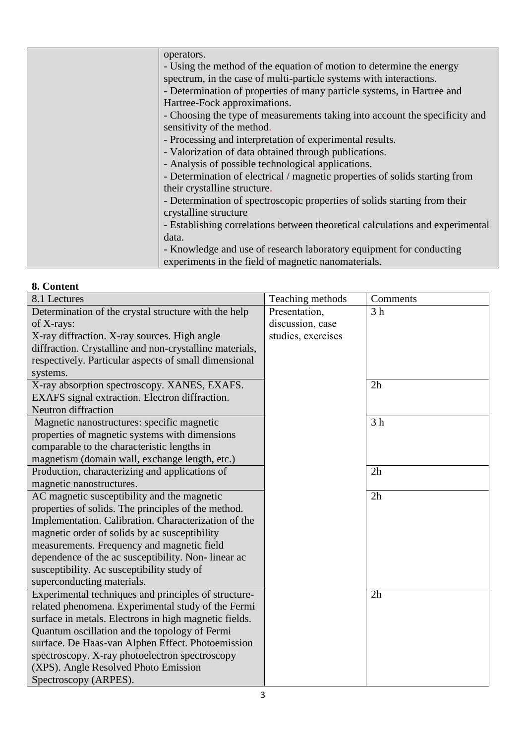| | operators.<br>- Using the method of the equation of motion to determine the energy spectrum, in the case of multi-particle systems with interactions.<br>- Determination of properties of many particle systems, in Hartree and Hartree-Fock approximations.<br>- Choosing the type of measurements taking into account the specificity and sensitivity of the method.<br>- Processing and interpretation of experimental results.<br>- Valorization of data obtained through publications.<br>- Analysis of possible technological applications.<br>- Determination of electrical / magnetic properties of solids starting from their crystalline structure.<br>- Determination of spectroscopic properties of solids starting from their crystalline structure<br>- Establishing correlations between theoretical calculations and experimental data.<br>- Knowledge and use of research laboratory equipment for conducting experiments in the field of magnetic nanomaterials. |
|---|---|

**8. Content**

| 8.1 Lectures | Teaching methods | Comments |
|---|---|---|
| Determination of the crystal structure with the help of X-rays:<br>X-ray diffraction. X-ray sources. High angle diffraction. Crystalline and non-crystalline materials, respectively. Particular aspects of small dimensional systems. | Presentation, discussion, case studies, exercises | 3 h |
| X-ray absorption spectroscopy. XANES, EXAFS. EXAFS signal extraction. Electron diffraction. Neutron diffraction | | 2h |
| Magnetic nanostructures: specific magnetic properties of magnetic systems with dimensions comparable to the characteristic lengths in magnetism (domain wall, exchange length, etc.) | | 3 h |
| Production, characterizing and applications of magnetic nanostructures. | | 2h |
| AC magnetic susceptibility and the magnetic properties of solids. The principles of the method. Implementation. Calibration. Characterization of the magnetic order of solids by ac susceptibility measurements. Frequency and magnetic field dependence of the ac susceptibility. Non- linear ac susceptibility. Ac susceptibility study of superconducting materials. | | 2h |
| Experimental techniques and principles of structure-related phenomena. Experimental study of the Fermi surface in metals. Electrons in high magnetic fields. Quantum oscillation and the topology of Fermi surface. De Haas-van Alphen Effect. Photoemission spectroscopy. X-ray photoelectron spectroscopy (XPS). Angle Resolved Photo Emission Spectroscopy (ARPES). | | 2h |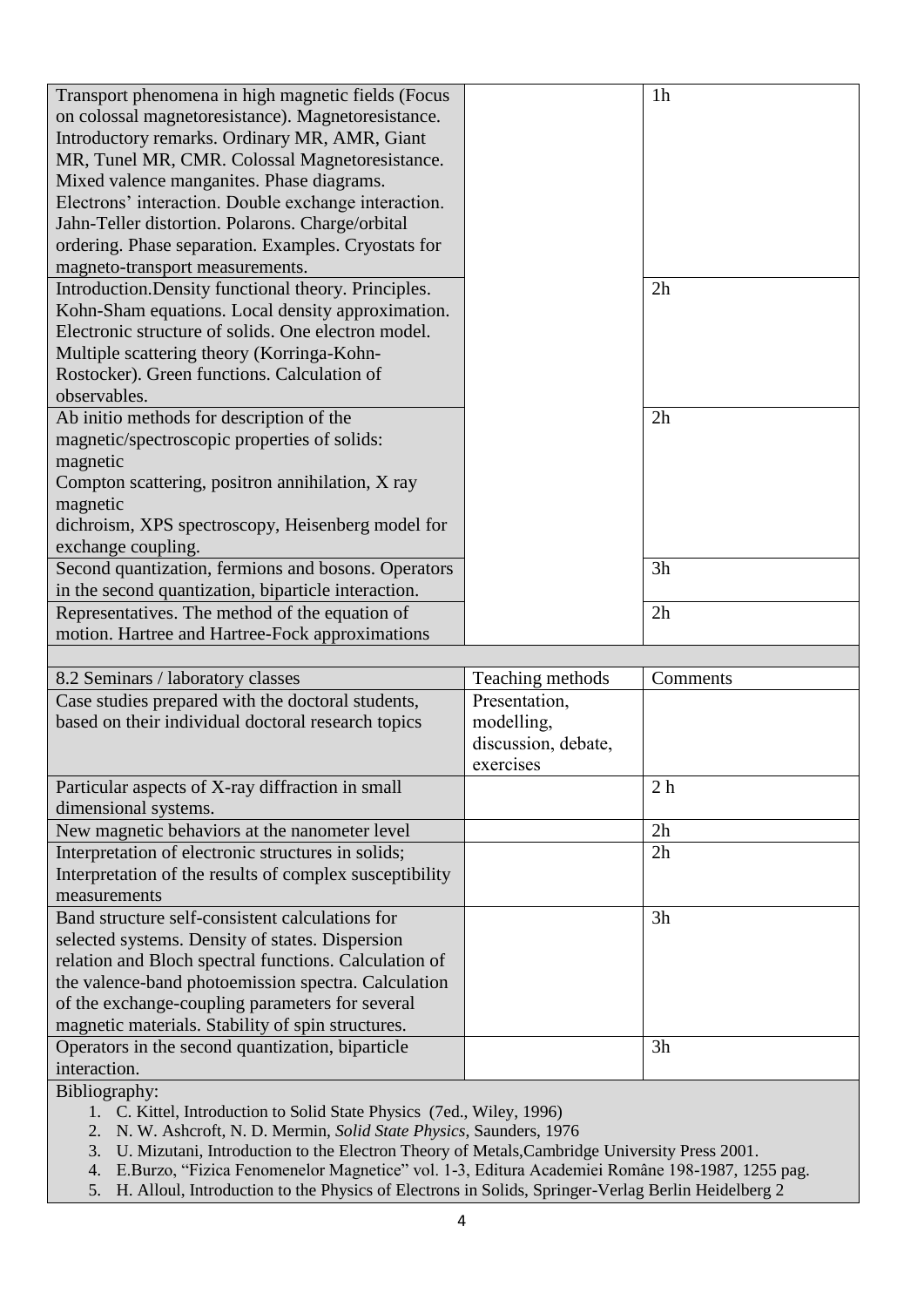| | | |
|---|---|---|
| Transport phenomena in high magnetic fields (Focus on colossal magnetoresistance). Magnetoresistance. Introductory remarks. Ordinary MR, AMR, Giant MR, Tunel MR, CMR. Colossal Magnetoresistance. Mixed valence manganites. Phase diagrams. Electrons' interaction. Double exchange interaction. Jahn-Teller distortion. Polarons. Charge/orbital ordering. Phase separation. Examples. Cryostats for magneto-transport measurements. | | 1h |
| Introduction.Density functional theory. Principles. Kohn-Sham equations. Local density approximation. Electronic structure of solids. One electron model. Multiple scattering theory (Korringa-Kohn-Rostocker). Green functions. Calculation of observables. | | 2h |
| Ab initio methods for description of the magnetic/spectroscopic properties of solids: magnetic Compton scattering, positron annihilation, X ray magnetic dichroism, XPS spectroscopy, Heisenberg model for exchange coupling. | | 2h |
| Second quantization, fermions and bosons. Operators in the second quantization, biparticle interaction. | | 3h |
| Representatives. The method of the equation of motion. Hartree and Hartree-Fock approximations | | 2h |

| 8.2 Seminars / laboratory classes | Teaching methods | Comments |
|---|---|---|
| Case studies prepared with the doctoral students, based on their individual doctoral research topics | Presentation, modelling, discussion, debate, exercises | |
| Particular aspects of X-ray diffraction in small dimensional systems. | | 2 h |
| New magnetic behaviors at the nanometer level | | 2h |
| Interpretation of electronic structures in solids; Interpretation of the results of complex susceptibility measurements | | 2h |
| Band structure self-consistent calculations for selected systems. Density of states. Dispersion relation and Bloch spectral functions. Calculation of the valence-band photoemission spectra. Calculation of the exchange-coupling parameters for several magnetic materials. Stability of spin structures. | | 3h |
| Operators in the second quantization, biparticle interaction. | | 3h |

Bibliography:

1. C. Kittel, Introduction to Solid State Physics (7ed., Wiley, 1996)
2. N. W. Ashcroft, N. D. Mermin, *Solid State Physics*, Saunders, 1976
3. U. Mizutani, Introduction to the Electron Theory of Metals,Cambridge University Press 2001.
4. E.Burzo, "Fizica Fenomenelor Magnetice" vol. 1-3, Editura Academiei Române 198-1987, 1255 pag.
5. H. Alloul, Introduction to the Physics of Electrons in Solids, Springer-Verlag Berlin Heidelberg 2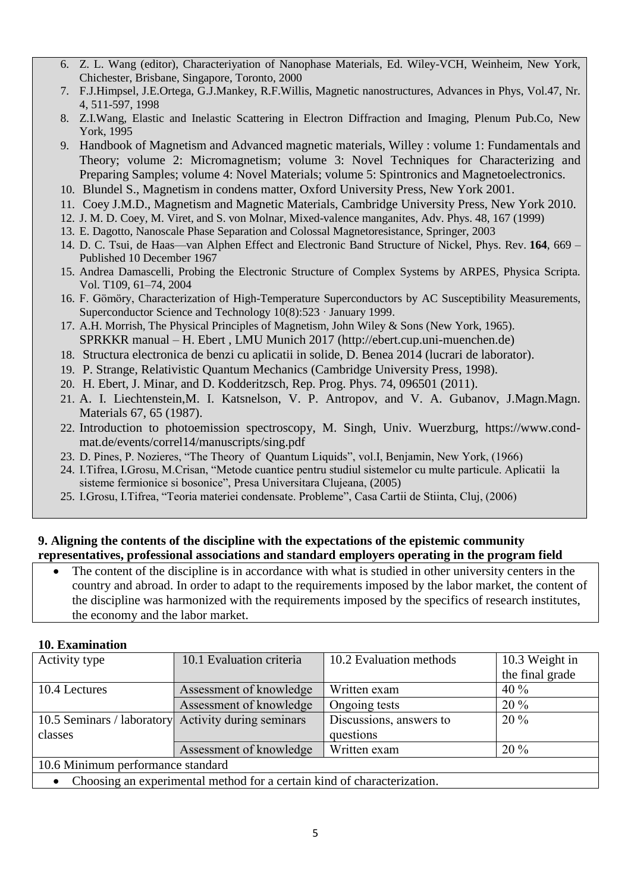6. Z. L. Wang (editor), Characteriyation of Nanophase Materials, Ed. Wiley-VCH, Weinheim, New York, Chichester, Brisbane, Singapore, Toronto, 2000
7. F.J.Himpsel, J.E.Ortega, G.J.Mankey, R.F.Willis, Magnetic nanostructures, Advances in Phys, Vol.47, Nr. 4, 511-597, 1998
8. Z.I.Wang, Elastic and Inelastic Scattering in Electron Diffraction and Imaging, Plenum Pub.Co, New York, 1995
9. Handbook of Magnetism and Advanced magnetic materials, Willey : volume 1: Fundamentals and Theory; volume 2: Micromagnetism; volume 3: Novel Techniques for Characterizing and Preparing Samples; volume 4: Novel Materials; volume 5: Spintronics and Magnetoelectronics.
10. Blundel S., Magnetism in condens matter, Oxford University Press, New York 2001.
11. Coey J.M.D., Magnetism and Magnetic Materials, Cambridge University Press, New York 2010.
12. J. M. D. Coey, M. Viret, and S. von Molnar, Mixed-valence manganites, Adv. Phys. 48, 167 (1999)
13. E. Dagotto, Nanoscale Phase Separation and Colossal Magnetoresistance, Springer, 2003
14. D. C. Tsui, de Haas—van Alphen Effect and Electronic Band Structure of Nickel, Phys. Rev. **164**, 669 – Published 10 December 1967
15. Andrea Damascelli, Probing the Electronic Structure of Complex Systems by ARPES, Physica Scripta. Vol. T109, 61–74, 2004
16. F. Gömöry, Characterization of High-Temperature Superconductors by AC Susceptibility Measurements, Superconductor Science and Technology 10(8):523 · January 1999.
17. A.H. Morrish, The Physical Principles of Magnetism, John Wiley & Sons (New York, 1965).
    SPRKKR manual – H. Ebert , LMU Munich 2017 (http://ebert.cup.uni-muenchen.de)
18. Structura electronica de benzi cu aplicatii in solide, D. Benea 2014 (lucrari de laborator).
19. P. Strange, Relativistic Quantum Mechanics (Cambridge University Press, 1998).
20. H. Ebert, J. Minar, and D. Kodderitzsch, Rep. Prog. Phys. 74, 096501 (2011).
21. A. I. Liechtenstein,M. I. Katsnelson, V. P. Antropov, and V. A. Gubanov, J.Magn.Magn. Materials 67, 65 (1987).
22. Introduction to photoemission spectroscopy, M. Singh, Univ. Wuerzburg, https://www.cond-mat.de/events/correl14/manuscripts/sing.pdf
23. D. Pines, P. Nozieres, "The Theory of Quantum Liquids", vol.I, Benjamin, New York, (1966)
24. I.Tifrea, I.Grosu, M.Crisan, "Metode cuantice pentru studiul sistemelor cu multe particule. Aplicatii la sisteme fermionice si bosonice", Presa Universitara Clujeana, (2005)
25. I.Grosu, I.Tifrea, "Teoria materiei condensate. Probleme", Casa Cartii de Stiinta, Cluj, (2006)

**9. Aligning the contents of the discipline with the expectations of the epistemic community representatives, professional associations and standard employers operating in the program field**

- The content of the discipline is in accordance with what is studied in other university centers in the country and abroad. In order to adapt to the requirements imposed by the labor market, the content of the discipline was harmonized with the requirements imposed by the specifics of research institutes, the economy and the labor market.

**10. Examination**

| Activity type | 10.1 Evaluation criteria | 10.2 Evaluation methods | 10.3 Weight in the final grade |
|---|---|---|---|
| 10.4 Lectures | Assessment of knowledge | Written exam | 40 % |
| | Assessment of knowledge | Ongoing tests | 20 % |
| 10.5 Seminars / laboratory classes | Activity during seminars | Discussions, answers to questions | 20 % |
| | Assessment of knowledge | Written exam | 20 % |
| 10.6 Minimum performance standard | | | |
| • Choosing an experimental method for a certain kind of characterization. | | | |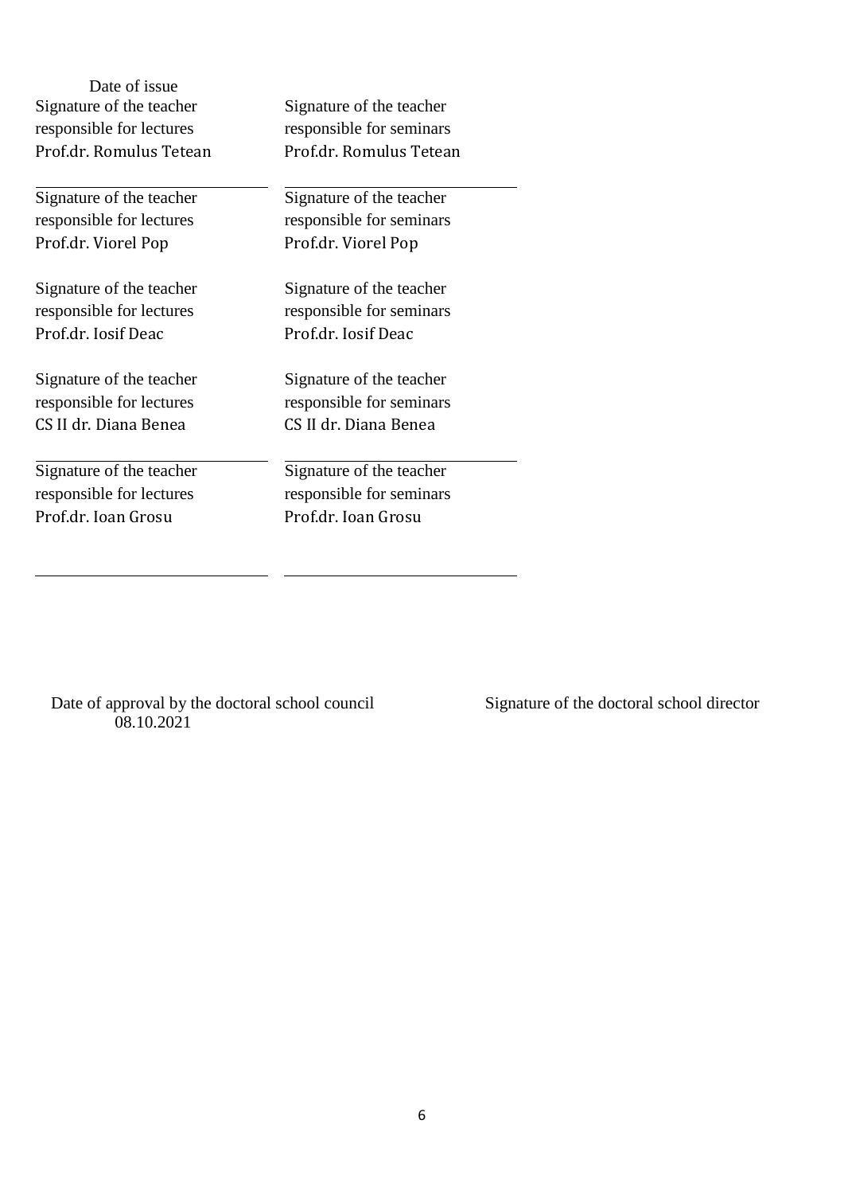Date of issue

| Signature of the teacher responsible for lectures | Signature of the teacher responsible for seminars |
|---|---|
| Prof.dr. Romulus Tetean | Prof.dr. Romulus Tetean |
| Prof.dr. Viorel Pop | Prof.dr. Viorel Pop |
| Prof.dr. Iosif Deac | Prof.dr. Iosif Deac |
| CS II dr. Diana Benea | CS II dr. Diana Benea |
| Prof.dr. Ioan Grosu | Prof.dr. Ioan Grosu |

Date of approval by the doctoral school council
08.10.2021

Signature of the doctoral school director